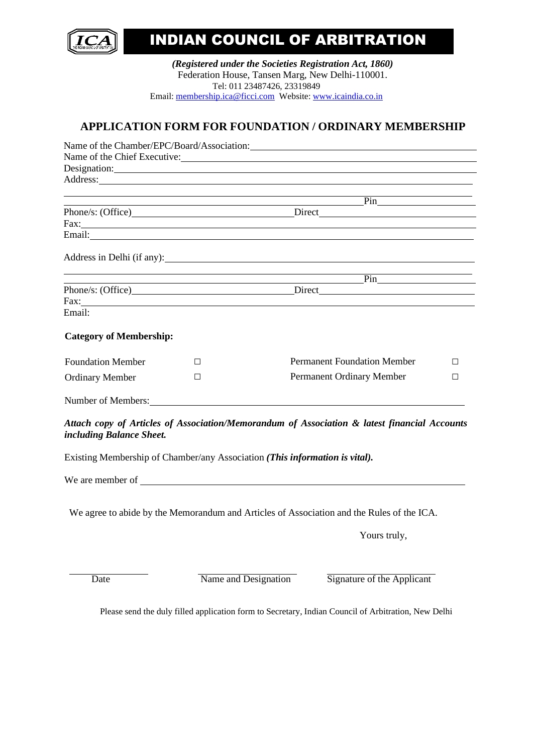# INDIAN COUNCIL OF ARBITRATION

***(Registered under the Societies Registration Act, 1860)***
Federation House, Tansen Marg, New Delhi-110001.
Tel: 011 23487426, 23319849
Email: membership.ica@ficci.com Website: www.icaindia.co.in

## APPLICATION FORM FOR FOUNDATION / ORDINARY MEMBERSHIP

Name of the Chamber/EPC/Board/Association: \_\_\_\_\_\_\_\_\_\_\_\_\_\_\_\_\_\_\_\_\_\_\_\_\_\_\_\_\_\_\_\_

Name of the Chief Executive: \_\_\_\_\_\_\_\_\_\_\_\_\_\_\_\_\_\_\_\_\_\_\_\_\_\_\_\_\_\_\_\_

Designation: \_\_\_\_\_\_\_\_\_\_\_\_\_\_\_\_\_\_\_\_\_\_\_\_\_\_\_\_\_\_\_\_

Address: \_\_\_\_\_\_\_\_\_\_\_\_\_\_\_\_\_\_\_\_\_\_\_\_\_\_\_\_\_\_\_\_

\_\_\_\_\_\_\_\_\_\_\_\_\_\_\_\_\_\_\_\_\_\_\_\_\_\_\_\_\_\_\_\_ Pin \_\_\_\_\_\_\_\_\_\_\_\_

Phone/s: (Office) \_\_\_\_\_\_\_\_\_\_\_\_\_\_\_\_ Direct \_\_\_\_\_\_\_\_\_\_\_\_\_\_\_\_

Fax: \_\_\_\_\_\_\_\_\_\_\_\_\_\_\_\_\_\_\_\_\_\_\_\_\_\_\_\_\_\_\_\_

Email: \_\_\_\_\_\_\_\_\_\_\_\_\_\_\_\_\_\_\_\_\_\_\_\_\_\_\_\_\_\_\_\_

Address in Delhi (if any): \_\_\_\_\_\_\_\_\_\_\_\_\_\_\_\_\_\_\_\_\_\_\_\_\_\_\_\_\_\_\_\_

\_\_\_\_\_\_\_\_\_\_\_\_\_\_\_\_\_\_\_\_\_\_\_\_\_\_\_\_\_\_\_\_ Pin \_\_\_\_\_\_\_\_\_\_\_\_

Phone/s: (Office) \_\_\_\_\_\_\_\_\_\_\_\_\_\_\_\_ Direct \_\_\_\_\_\_\_\_\_\_\_\_\_\_\_\_

Fax: \_\_\_\_\_\_\_\_\_\_\_\_\_\_\_\_\_\_\_\_\_\_\_\_\_\_\_\_\_\_\_\_

Email:

**Category of Membership:**

| | | | |
|---|---|---|---|
| Foundation Member | □ | Permanent Foundation Member | □ |
| Ordinary Member | □ | Permanent Ordinary Member | □ |

Number of Members: \_\_\_\_\_\_\_\_\_\_\_\_\_\_\_\_\_\_\_\_\_\_\_\_\_\_\_\_\_\_\_\_

***Attach copy of Articles of Association/Memorandum of Association & latest financial Accounts including Balance Sheet.***

Existing Membership of Chamber/any Association ***(This information is vital).***

We are member of \_\_\_\_\_\_\_\_\_\_\_\_\_\_\_\_\_\_\_\_\_\_\_\_\_\_\_\_\_\_\_\_

We agree to abide by the Memorandum and Articles of Association and the Rules of the ICA.

Yours truly,

| \_\_\_\_\_\_\_\_\_\_\_\_ | \_\_\_\_\_\_\_\_\_\_\_\_ | \_\_\_\_\_\_\_\_\_\_\_\_ |
|---|---|---|
| Date | Name and Designation | Signature of the Applicant |

Please send the duly filled application form to Secretary, Indian Council of Arbitration, New Delhi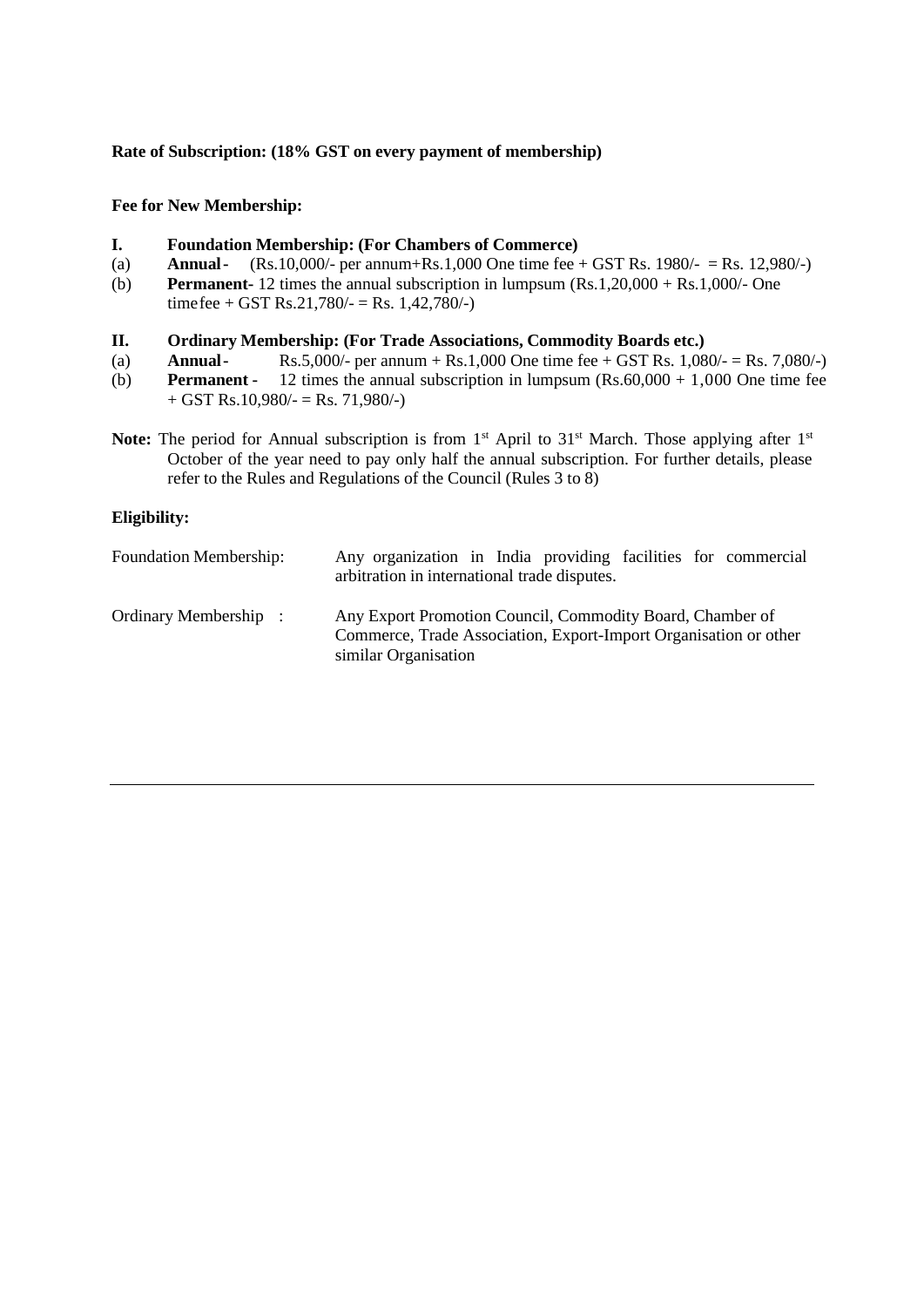**Rate of Subscription: (18% GST on every payment of membership)**

**Fee for New Membership:**

**I. Foundation Membership: (For Chambers of Commerce)**

(a) **Annual -** (Rs.10,000/- per annum+Rs.1,000 One time fee + GST Rs. 1980/- = Rs. 12,980/-)

(b) **Permanent-** 12 times the annual subscription in lumpsum (Rs.1,20,000 + Rs.1,000/- One time fee + GST Rs.21,780/- = Rs. 1,42,780/-)

**II. Ordinary Membership: (For Trade Associations, Commodity Boards etc.)**

(a) **Annual -** Rs.5,000/- per annum + Rs.1,000 One time fee + GST Rs. 1,080/- = Rs. 7,080/-)

(b) **Permanent -** 12 times the annual subscription in lumpsum (Rs.60,000 + 1,000 One time fee + GST Rs.10,980/- = Rs. 71,980/-)

**Note:** The period for Annual subscription is from 1st April to 31st March. Those applying after 1st October of the year need to pay only half the annual subscription. For further details, please refer to the Rules and Regulations of the Council (Rules 3 to 8)

**Eligibility:**

| | |
|---|---|
| Foundation Membership: | Any organization in India providing facilities for commercial arbitration in international trade disputes. |
| Ordinary Membership : | Any Export Promotion Council, Commodity Board, Chamber of Commerce, Trade Association, Export-Import Organisation or other similar Organisation |